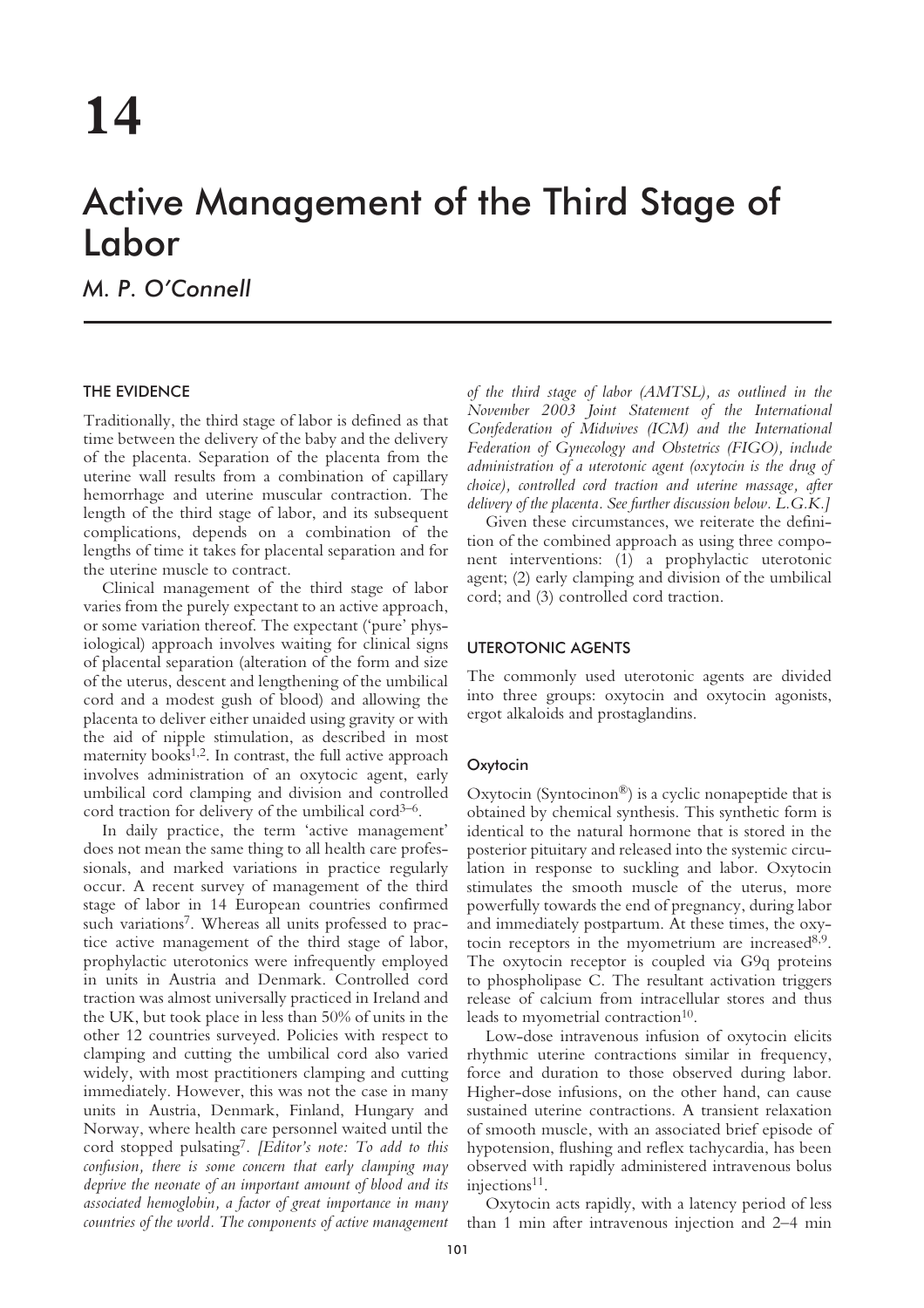# 14

# Active Management of the Third Stage of Labor

*M. P. O'Connell*

## THE EVIDENCE

Traditionally, the third stage of labor is defined as that time between the delivery of the baby and the delivery of the placenta. Separation of the placenta from the uterine wall results from a combination of capillary hemorrhage and uterine muscular contraction. The length of the third stage of labor, and its subsequent complications, depends on a combination of the lengths of time it takes for placental separation and for the uterine muscle to contract.

Clinical management of the third stage of labor varies from the purely expectant to an active approach, or some variation thereof. The expectant ('pure' physiological) approach involves waiting for clinical signs of placental separation (alteration of the form and size of the uterus, descent and lengthening of the umbilical cord and a modest gush of blood) and allowing the placenta to deliver either unaided using gravity or with the aid of nipple stimulation, as described in most maternity books[1,2]. In contrast, the full active approach involves administration of an oxytocic agent, early umbilical cord clamping and division and controlled cord traction for delivery of the umbilical cord[3–6].

In daily practice, the term 'active management' does not mean the same thing to all health care professionals, and marked variations in practice regularly occur. A recent survey of management of the third stage of labor in 14 European countries confirmed such variations[7]. Whereas all units professed to practice active management of the third stage of labor, prophylactic uterotonics were infrequently employed in units in Austria and Denmark. Controlled cord traction was almost universally practiced in Ireland and the UK, but took place in less than 50% of units in the other 12 countries surveyed. Policies with respect to clamping and cutting the umbilical cord also varied widely, with most practitioners clamping and cutting immediately. However, this was not the case in many units in Austria, Denmark, Finland, Hungary and Norway, where health care personnel waited until the cord stopped pulsating[7]. *[Editor's note: To add to this confusion, there is some concern that early clamping may deprive the neonate of an important amount of blood and its associated hemoglobin, a factor of great importance in many countries of the world. The components of active management of the third stage of labor (AMTSL), as outlined in the November 2003 Joint Statement of the International Confederation of Midwives (ICM) and the International Federation of Gynecology and Obstetrics (FIGO), include administration of a uterotonic agent (oxytocin is the drug of choice), controlled cord traction and uterine massage, after delivery of the placenta. See further discussion below. L.G.K.]*

Given these circumstances, we reiterate the definition of the combined approach as using three component interventions: (1) a prophylactic uterotonic agent; (2) early clamping and division of the umbilical cord; and (3) controlled cord traction.

## UTEROTONIC AGENTS

The commonly used uterotonic agents are divided into three groups: oxytocin and oxytocin agonists, ergot alkaloids and prostaglandins.

### Oxytocin

Oxytocin (Syntocinon®) is a cyclic nonapeptide that is obtained by chemical synthesis. This synthetic form is identical to the natural hormone that is stored in the posterior pituitary and released into the systemic circulation in response to suckling and labor. Oxytocin stimulates the smooth muscle of the uterus, more powerfully towards the end of pregnancy, during labor and immediately postpartum. At these times, the oxytocin receptors in the myometrium are increased[8,9]. The oxytocin receptor is coupled via G9q proteins to phospholipase C. The resultant activation triggers release of calcium from intracellular stores and thus leads to myometrial contraction[10].

Low-dose intravenous infusion of oxytocin elicits rhythmic uterine contractions similar in frequency, force and duration to those observed during labor. Higher-dose infusions, on the other hand, can cause sustained uterine contractions. A transient relaxation of smooth muscle, with an associated brief episode of hypotension, flushing and reflex tachycardia, has been observed with rapidly administered intravenous bolus injections[11].

Oxytocin acts rapidly, with a latency period of less than 1 min after intravenous injection and 2–4 min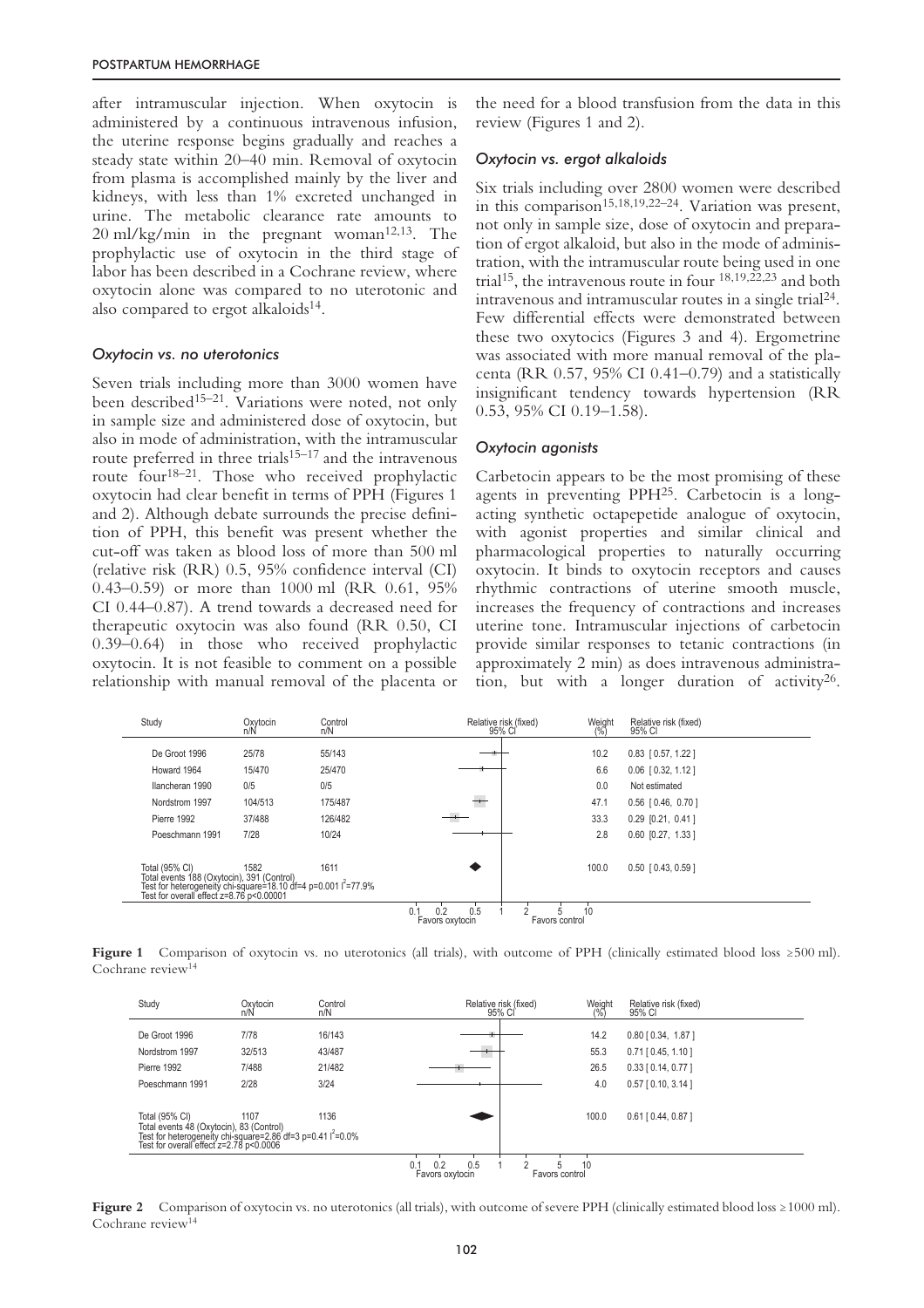after intramuscular injection. When oxytocin is administered by a continuous intravenous infusion, the uterine response begins gradually and reaches a steady state within 20–40 min. Removal of oxytocin from plasma is accomplished mainly by the liver and kidneys, with less than 1% excreted unchanged in urine. The metabolic clearance rate amounts to 20 ml/kg/min in the pregnant woman[12,13]. The prophylactic use of oxytocin in the third stage of labor has been described in a Cochrane review, where oxytocin alone was compared to no uterotonic and also compared to ergot alkaloids[14].

### *Oxytocin vs. no uterotonics*

Seven trials including more than 3000 women have been described[15–21]. Variations were noted, not only in sample size and administered dose of oxytocin, but also in mode of administration, with the intramuscular route preferred in three trials[15–17] and the intravenous route four[18–21]. Those who received prophylactic oxytocin had clear benefit in terms of PPH (Figures 1 and 2). Although debate surrounds the precise definition of PPH, this benefit was present whether the cut-off was taken as blood loss of more than 500 ml (relative risk (RR) 0.5, 95% confidence interval (CI) 0.43–0.59) or more than 1000 ml (RR 0.61, 95% CI 0.44–0.87). A trend towards a decreased need for therapeutic oxytocin was also found (RR 0.50, CI 0.39–0.64) in those who received prophylactic oxytocin. It is not feasible to comment on a possible relationship with manual removal of the placenta or the need for a blood transfusion from the data in this review (Figures 1 and 2).

### *Oxytocin vs. ergot alkaloids*

Six trials including over 2800 women were described in this comparison[15,18,19,22–24]. Variation was present, not only in sample size, dose of oxytocin and preparation of ergot alkaloid, but also in the mode of administration, with the intramuscular route being used in one trial[15], the intravenous route in four [18,19,22,23] and both intravenous and intramuscular routes in a single trial[24]. Few differential effects were demonstrated between these two oxytocics (Figures 3 and 4). Ergometrine was associated with more manual removal of the placenta (RR 0.57, 95% CI 0.41–0.79) and a statistically insignificant tendency towards hypertension (RR 0.53, 95% CI 0.19–1.58).

### *Oxytocin agonists*

Carbetocin appears to be the most promising of these agents in preventing PPH[25]. Carbetocin is a long-acting synthetic octapeptide analogue of oxytocin, with agonist properties and similar clinical and pharmacological properties to naturally occurring oxytocin. It binds to oxytocin receptors and causes rhythmic contractions of uterine smooth muscle, increases the frequency of contractions and increases uterine tone. Intramuscular injections of carbetocin provide similar responses to tetanic contractions (in approximately 2 min) as does intravenous administration, but with a longer duration of activity[26].

| Study | Oxytocin n/N | Control n/N | Weight (%) | Relative risk (fixed) 95% CI |
|---|---|---|---|---|
| De Groot 1996 | 25/78 | 55/143 | 10.2 | 0.83 [0.57, 1.22] |
| Howard 1964 | 15/470 | 25/470 | 6.6 | 0.06 [0.32, 1.12] |
| Ilancheran 1990 | 0/5 | 0/5 | 0.0 | Not estimated |
| Nordstrom 1997 | 104/513 | 175/487 | 47.1 | 0.56 [0.46, 0.70] |
| Pierre 1992 | 37/488 | 126/482 | 33.3 | 0.29 [0.21, 0.41] |
| Poeschmann 1991 | 7/28 | 10/24 | 2.8 | 0.60 [0.27, 1.33] |
| Total (95% CI) | 1582 | 1611 | 100.0 | 0.50 [0.43, 0.59] |

Total events 188 (Oxytocin), 391 (Control)
Test for heterogeneity chi-square=18.10 df=4 p=0.001 $I^2$=77.9%
Test for overall effect z=8.76 p<0.00001

Favors oxytocin — Favors control

**Figure 1** Comparison of oxytocin vs. no uterotonics (all trials), with outcome of PPH (clinically estimated blood loss ≥500 ml). Cochrane review[14]

| Study | Oxytocin n/N | Control n/N | Weight (%) | Relative risk (fixed) 95% CI |
|---|---|---|---|---|
| De Groot 1996 | 7/78 | 16/143 | 14.2 | 0.80 [0.34, 1.87] |
| Nordstrom 1997 | 32/513 | 43/487 | 55.3 | 0.71 [0.45, 1.10] |
| Pierre 1992 | 7/488 | 21/482 | 26.5 | 0.33 [0.14, 0.77] |
| Poeschmann 1991 | 2/28 | 3/24 | 4.0 | 0.57 [0.10, 3.14] |
| Total (95% CI) | 1107 | 1136 | 100.0 | 0.61 [0.44, 0.87] |

Total events 48 (Oxytocin), 83 (Control)
Test for heterogeneity chi-square=2.86 df=3 p=0.41 $I^2$=0.0%
Test for overall effect z=2.78 p<0.0006

Favors oxytocin — Favors control

**Figure 2** Comparison of oxytocin vs. no uterotonics (all trials), with outcome of severe PPH (clinically estimated blood loss ≥1000 ml). Cochrane review[14]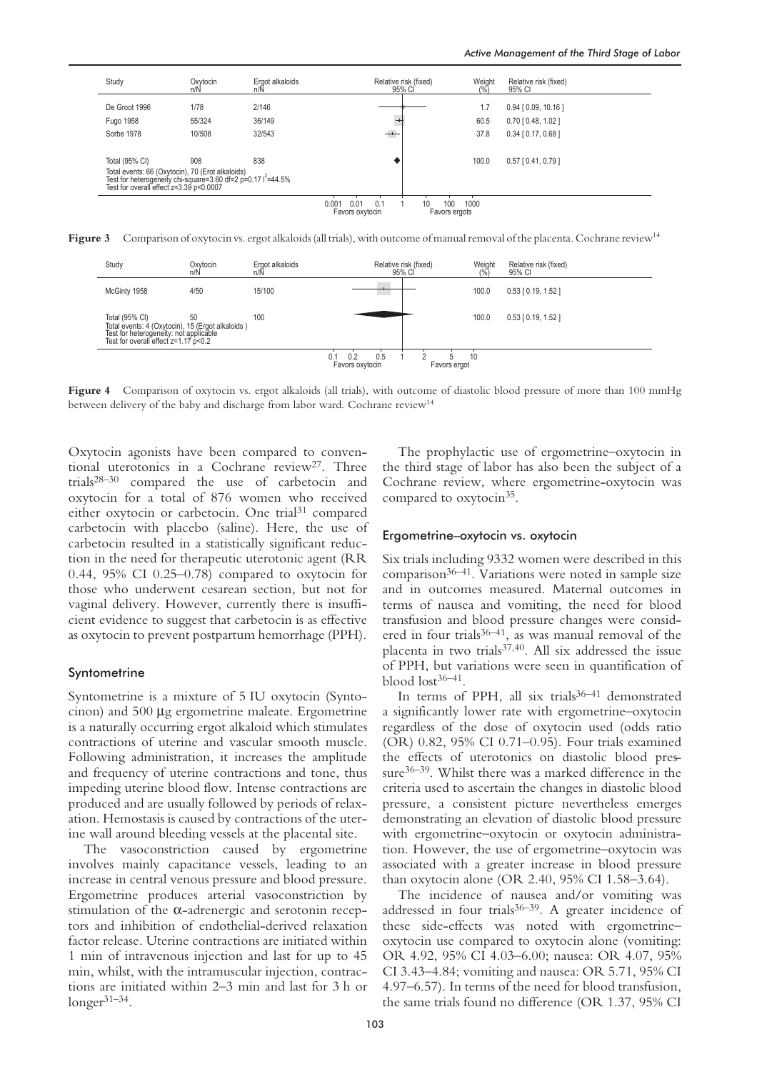| Study | Oxytocin n/N | Ergot alkaloids n/N | Weight (%) | Relative risk (fixed) 95% CI |
| --- | --- | --- | --- | --- |
| De Groot 1996 | 1/78 | 2/146 | 1.7 | 0.94 [ 0.09, 10.16 ] |
| Fugo 1958 | 55/324 | 36/149 | 60.5 | 0.70 [ 0.48, 1.02 ] |
| Sorbe 1978 | 10/508 | 32/543 | 37.8 | 0.34 [ 0.17, 0.68 ] |
| Total (95% CI) | 908 | 838 | 100.0 | 0.57 [ 0.41, 0.79 ] |

Total events: 66 (Oxytocin), 70 (Erot alkaloids)
Test for heterogeneity chi-square=3.60 df=2 p=0.17 $I^2$=44.5%
Test for overall effect z=3.39 p<0.0007

Favors oxytocin | Favors ergots (scale 0.001–1000)

**Figure 3** Comparison of oxytocin vs. ergot alkaloids (all trials), with outcome of manual removal of the placenta. Cochrane review[14]

| Study | Oxytocin n/N | Ergot alkaloids n/N | Weight (%) | Relative risk (fixed) 95% CI |
| --- | --- | --- | --- | --- |
| McGinty 1958 | 4/50 | 15/100 | 100.0 | 0.53 [ 0.19, 1.52 ] |
| Total (95% CI) | 50 | 100 | 100.0 | 0.53 [ 0.19, 1.52 ] |

Total events: 4 (Oxytocin), 15 (Ergot alkaloids )
Test for heterogeneity: not applicable
Test for overall effect z=1.17 p<0.2

Favors oxytocin | Favors ergot (scale 0.1–10)

**Figure 4** Comparison of oxytocin vs. ergot alkaloids (all trials), with outcome of diastolic blood pressure of more than 100 mmHg between delivery of the baby and discharge from labor ward. Cochrane review[14]

Oxytocin agonists have been compared to conventional uterotonics in a Cochrane review[27]. Three trials[28–30] compared the use of carbetocin and oxytocin for a total of 876 women who received either oxytocin or carbetocin. One trial[31] compared carbetocin with placebo (saline). Here, the use of carbetocin resulted in a statistically significant reduction in the need for therapeutic uterotonic agent (RR 0.44, 95% CI 0.25–0.78) compared to oxytocin for those who underwent cesarean section, but not for vaginal delivery. However, currently there is insufficient evidence to suggest that carbetocin is as effective as oxytocin to prevent postpartum hemorrhage (PPH).

## Syntometrine

Syntometrine is a mixture of 5 IU oxytocin (Syntocinon) and 500 μg ergometrine maleate. Ergometrine is a naturally occurring ergot alkaloid which stimulates contractions of uterine and vascular smooth muscle. Following administration, it increases the amplitude and frequency of uterine contractions and tone, thus impeding uterine blood flow. Intense contractions are produced and are usually followed by periods of relaxation. Hemostasis is caused by contractions of the uterine wall around bleeding vessels at the placental site.

The vasoconstriction caused by ergometrine involves mainly capacitance vessels, leading to an increase in central venous pressure and blood pressure. Ergometrine produces arterial vasoconstriction by stimulation of the α-adrenergic and serotonin receptors and inhibition of endothelial-derived relaxation factor release. Uterine contractions are initiated within 1 min of intravenous injection and last for up to 45 min, whilst, with the intramuscular injection, contractions are initiated within 2–3 min and last for 3 h or longer[31–34].

The prophylactic use of ergometrine–oxytocin in the third stage of labor has also been the subject of a Cochrane review, where ergometrine-oxytocin was compared to oxytocin[35].

### Ergometrine–oxytocin vs. oxytocin

Six trials including 9332 women were described in this comparison[36–41]. Variations were noted in sample size and in outcomes measured. Maternal outcomes in terms of nausea and vomiting, the need for blood transfusion and blood pressure changes were considered in four trials[36–41], as was manual removal of the placenta in two trials[37,40]. All six addressed the issue of PPH, but variations were seen in quantification of blood lost[36–41].

In terms of PPH, all six trials[36–41] demonstrated a significantly lower rate with ergometrine–oxytocin regardless of the dose of oxytocin used (odds ratio (OR) 0.82, 95% CI 0.71–0.95). Four trials examined the effects of uterotonics on diastolic blood pressure[36–39]. Whilst there was a marked difference in the criteria used to ascertain the changes in diastolic blood pressure, a consistent picture nevertheless emerges demonstrating an elevation of diastolic blood pressure with ergometrine–oxytocin or oxytocin administration. However, the use of ergometrine–oxytocin was associated with a greater increase in blood pressure than oxytocin alone (OR 2.40, 95% CI 1.58–3.64).

The incidence of nausea and/or vomiting was addressed in four trials[36–39]. A greater incidence of these side-effects was noted with ergometrine–oxytocin use compared to oxytocin alone (vomiting: OR 4.92, 95% CI 4.03–6.00; nausea: OR 4.07, 95% CI 3.43–4.84; vomiting and nausea: OR 5.71, 95% CI 4.97–6.57). In terms of the need for blood transfusion, the same trials found no difference (OR 1.37, 95% CI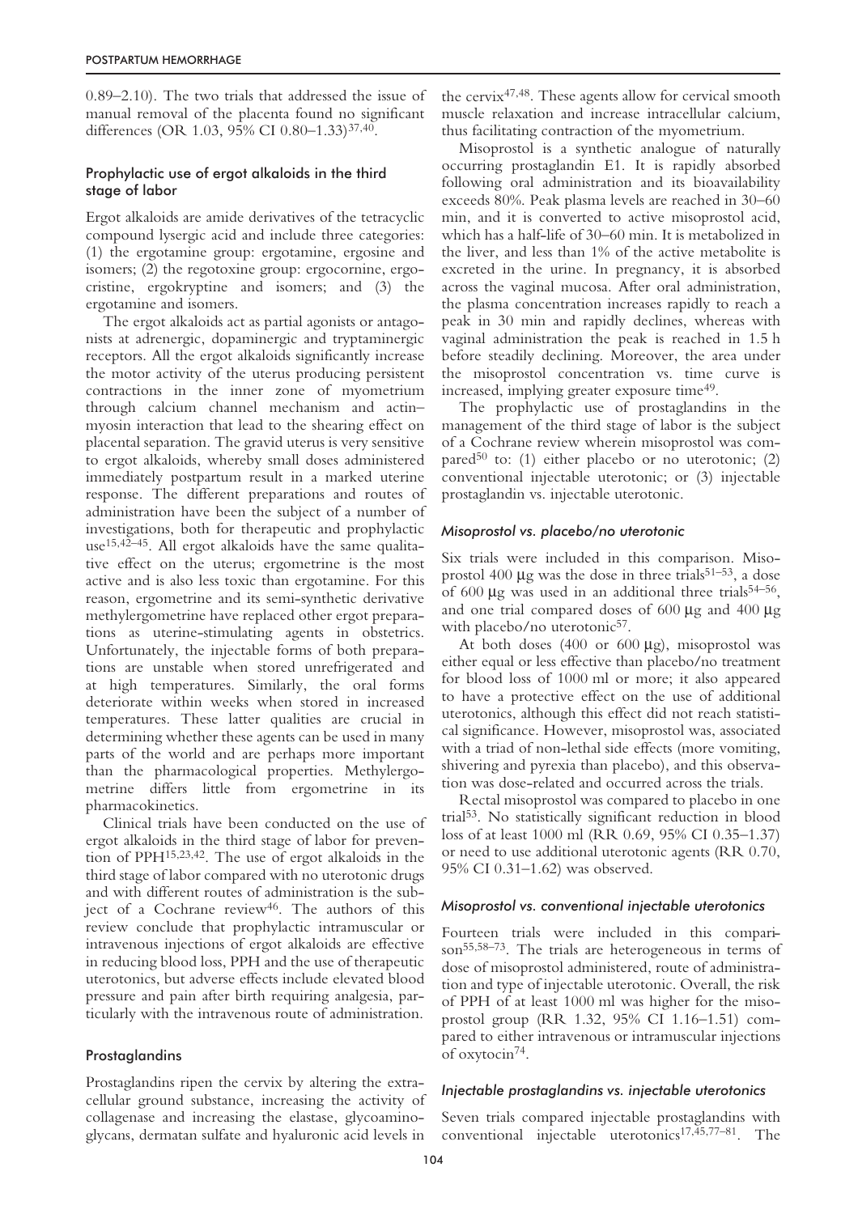0.89–2.10). The two trials that addressed the issue of manual removal of the placenta found no significant differences (OR 1.03, 95% CI 0.80–1.33)[37,40].

### Prophylactic use of ergot alkaloids in the third stage of labor

Ergot alkaloids are amide derivatives of the tetracyclic compound lysergic acid and include three categories: (1) the ergotamine group: ergotamine, ergosine and isomers; (2) the regotoxine group: ergocornine, ergocristine, ergokryptine and isomers; and (3) the ergotamine and isomers.

The ergot alkaloids act as partial agonists or antagonists at adrenergic, dopaminergic and tryptaminergic receptors. All the ergot alkaloids significantly increase the motor activity of the uterus producing persistent contractions in the inner zone of myometrium through calcium channel mechanism and actin–myosin interaction that lead to the shearing effect on placental separation. The gravid uterus is very sensitive to ergot alkaloids, whereby small doses administered immediately postpartum result in a marked uterine response. The different preparations and routes of administration have been the subject of a number of investigations, both for therapeutic and prophylactic use[15,42–45]. All ergot alkaloids have the same qualitative effect on the uterus; ergometrine is the most active and is also less toxic than ergotamine. For this reason, ergometrine and its semi-synthetic derivative methylergometrine have replaced other ergot preparations as uterine-stimulating agents in obstetrics. Unfortunately, the injectable forms of both preparations are unstable when stored unrefrigerated and at high temperatures. Similarly, the oral forms deteriorate within weeks when stored in increased temperatures. These latter qualities are crucial in determining whether these agents can be used in many parts of the world and are perhaps more important than the pharmacological properties. Methylergometrine differs little from ergometrine in its pharmacokinetics.

Clinical trials have been conducted on the use of ergot alkaloids in the third stage of labor for prevention of PPH[15,23,42]. The use of ergot alkaloids in the third stage of labor compared with no uterotonic drugs and with different routes of administration is the subject of a Cochrane review[46]. The authors of this review conclude that prophylactic intramuscular or intravenous injections of ergot alkaloids are effective in reducing blood loss, PPH and the use of therapeutic uterotonics, but adverse effects include elevated blood pressure and pain after birth requiring analgesia, particularly with the intravenous route of administration.

### Prostaglandins

Prostaglandins ripen the cervix by altering the extracellular ground substance, increasing the activity of collagenase and increasing the elastase, glycoaminoglycans, dermatan sulfate and hyaluronic acid levels in the cervix[47,48]. These agents allow for cervical smooth muscle relaxation and increase intracellular calcium, thus facilitating contraction of the myometrium.

Misoprostol is a synthetic analogue of naturally occurring prostaglandin E1. It is rapidly absorbed following oral administration and its bioavailability exceeds 80%. Peak plasma levels are reached in 30–60 min, and it is converted to active misoprostol acid, which has a half-life of 30–60 min. It is metabolized in the liver, and less than 1% of the active metabolite is excreted in the urine. In pregnancy, it is absorbed across the vaginal mucosa. After oral administration, the plasma concentration increases rapidly to reach a peak in 30 min and rapidly declines, whereas with vaginal administration the peak is reached in 1.5 h before steadily declining. Moreover, the area under the misoprostol concentration vs. time curve is increased, implying greater exposure time[49].

The prophylactic use of prostaglandins in the management of the third stage of labor is the subject of a Cochrane review wherein misoprostol was compared[50] to: (1) either placebo or no uterotonic; (2) conventional injectable uterotonic; or (3) injectable prostaglandin vs. injectable uterotonic.

#### *Misoprostol vs. placebo/no uterotonic*

Six trials were included in this comparison. Misoprostol 400 μg was the dose in three trials[51–53], a dose of 600 μg was used in an additional three trials[54–56], and one trial compared doses of 600 μg and 400 μg with placebo/no uterotonic[57].

At both doses (400 or 600 μg), misoprostol was either equal or less effective than placebo/no treatment for blood loss of 1000 ml or more; it also appeared to have a protective effect on the use of additional uterotonics, although this effect did not reach statistical significance. However, misoprostol was, associated with a triad of non-lethal side effects (more vomiting, shivering and pyrexia than placebo), and this observation was dose-related and occurred across the trials.

Rectal misoprostol was compared to placebo in one trial[53]. No statistically significant reduction in blood loss of at least 1000 ml (RR 0.69, 95% CI 0.35–1.37) or need to use additional uterotonic agents (RR 0.70, 95% CI 0.31–1.62) was observed.

#### *Misoprostol vs. conventional injectable uterotonics*

Fourteen trials were included in this comparison[55,58–73]. The trials are heterogeneous in terms of dose of misoprostol administered, route of administration and type of injectable uterotonic. Overall, the risk of PPH of at least 1000 ml was higher for the misoprostol group (RR 1.32, 95% CI 1.16–1.51) compared to either intravenous or intramuscular injections of oxytocin[74].

#### *Injectable prostaglandins vs. injectable uterotonics*

Seven trials compared injectable prostaglandins with conventional injectable uterotonics[17,45,77–81]. The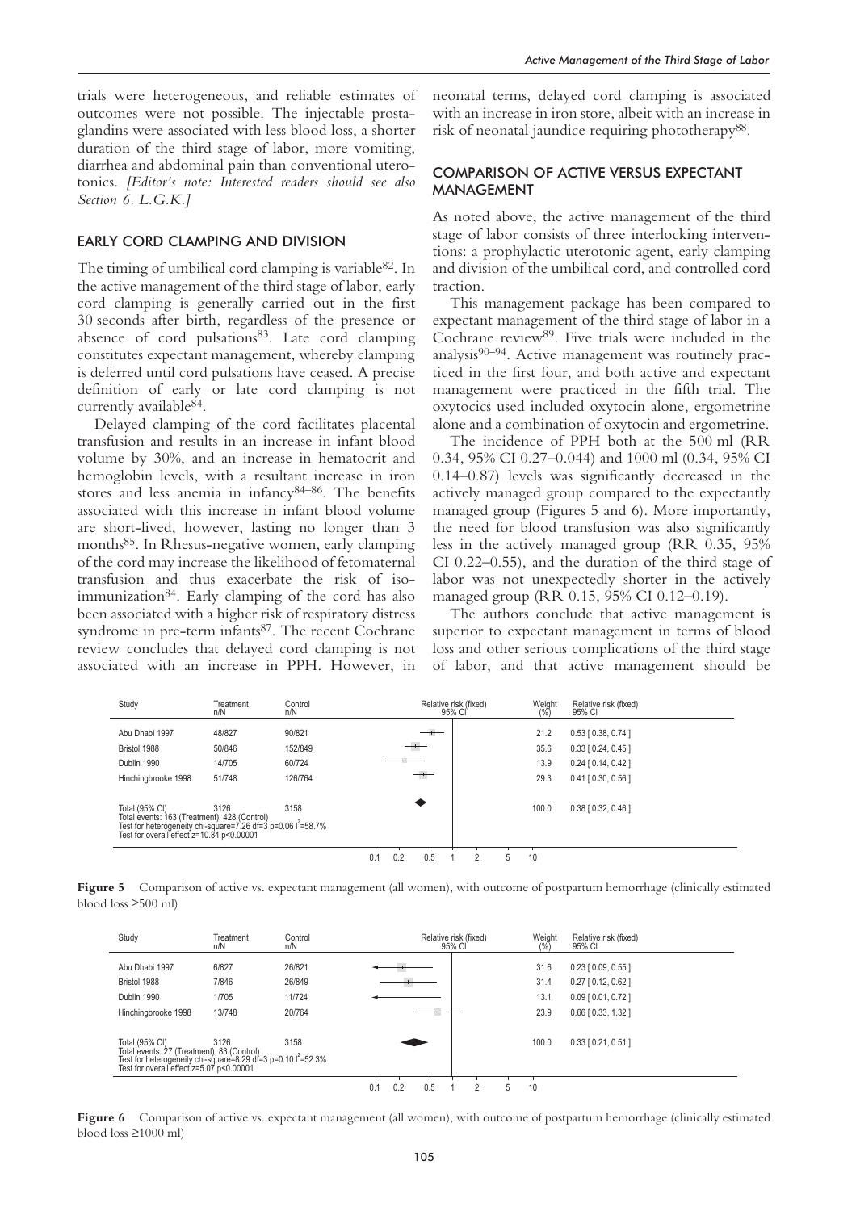trials were heterogeneous, and reliable estimates of outcomes were not possible. The injectable prostaglandins were associated with less blood loss, a shorter duration of the third stage of labor, more vomiting, diarrhea and abdominal pain than conventional uterotonics. *[Editor's note: Interested readers should see also Section 6. L.G.K.]*

## EARLY CORD CLAMPING AND DIVISION

The timing of umbilical cord clamping is variable[82]. In the active management of the third stage of labor, early cord clamping is generally carried out in the first 30 seconds after birth, regardless of the presence or absence of cord pulsations[83]. Late cord clamping constitutes expectant management, whereby clamping is deferred until cord pulsations have ceased. A precise definition of early or late cord clamping is not currently available[84].

Delayed clamping of the cord facilitates placental transfusion and results in an increase in infant blood volume by 30%, and an increase in hematocrit and hemoglobin levels, with a resultant increase in iron stores and less anemia in infancy[84–86]. The benefits associated with this increase in infant blood volume are short-lived, however, lasting no longer than 3 months[85]. In Rhesus-negative women, early clamping of the cord may increase the likelihood of fetomaternal transfusion and thus exacerbate the risk of isoimmunization[84]. Early clamping of the cord has also been associated with a higher risk of respiratory distress syndrome in pre-term infants[87]. The recent Cochrane review concludes that delayed cord clamping is not associated with an increase in PPH. However, in neonatal terms, delayed cord clamping is associated with an increase in iron store, albeit with an increase in risk of neonatal jaundice requiring phototherapy[88].

## COMPARISON OF ACTIVE VERSUS EXPECTANT MANAGEMENT

As noted above, the active management of the third stage of labor consists of three interlocking interventions: a prophylactic uterotonic agent, early clamping and division of the umbilical cord, and controlled cord traction.

This management package has been compared to expectant management of the third stage of labor in a Cochrane review[89]. Five trials were included in the analysis[90–94]. Active management was routinely practiced in the first four, and both active and expectant management were practiced in the fifth trial. The oxytocics used included oxytocin alone, ergometrine alone and a combination of oxytocin and ergometrine.

The incidence of PPH both at the 500 ml (RR 0.34, 95% CI 0.27–0.044) and 1000 ml (0.34, 95% CI 0.14–0.87) levels was significantly decreased in the actively managed group compared to the expectantly managed group (Figures 5 and 6). More importantly, the need for blood transfusion was also significantly less in the actively managed group (RR 0.35, 95% CI 0.22–0.55), and the duration of the third stage of labor was not unexpectedly shorter in the actively managed group (RR 0.15, 95% CI 0.12–0.19).

The authors conclude that active management is superior to expectant management in terms of blood loss and other serious complications of the third stage of labor, and that active management should be

| Study | Treatment n/N | Control n/N | Weight (%) | Relative risk (fixed) 95% CI |
|---|---|---|---|---|
| Abu Dhabi 1997 | 48/827 | 90/821 | 21.2 | 0.53 [ 0.38, 0.74 ] |
| Bristol 1988 | 50/846 | 152/849 | 35.6 | 0.33 [ 0.24, 0.45 ] |
| Dublin 1990 | 14/705 | 60/724 | 13.9 | 0.24 [ 0.14, 0.42 ] |
| Hinchingbrooke 1998 | 51/748 | 126/764 | 29.3 | 0.41 [ 0.30, 0.56 ] |
| Total (95% CI) | 3126 | 3158 | 100.0 | 0.38 [ 0.32, 0.46 ] |

Total events: 163 (Treatment), 428 (Control)
Test for heterogeneity chi-square=7.26 df=3 p=0.06 $I^2$=58.7%
Test for overall effect z=10.84 p<0.00001

**Figure 5** Comparison of active vs. expectant management (all women), with outcome of postpartum hemorrhage (clinically estimated blood loss ≥500 ml)

| Study | Treatment n/N | Control n/N | Weight (%) | Relative risk (fixed) 95% CI |
|---|---|---|---|---|
| Abu Dhabi 1997 | 6/827 | 26/821 | 31.6 | 0.23 [ 0.09, 0.55 ] |
| Bristol 1988 | 7/846 | 26/849 | 31.4 | 0.27 [ 0.12, 0.62 ] |
| Dublin 1990 | 1/705 | 11/724 | 13.1 | 0.09 [ 0.01, 0.72 ] |
| Hinchingbrooke 1998 | 13/748 | 20/764 | 23.9 | 0.66 [ 0.33, 1.32 ] |
| Total (95% CI) | 3126 | 3158 | 100.0 | 0.33 [ 0.21, 0.51 ] |

Total events: 27 (Treatment), 83 (Control)
Test for heterogeneity chi-square=8.29 df=3 p=0.10 $I^2$=52.3%
Test for overall effect z=5.07 p<0.00001

**Figure 6** Comparison of active vs. expectant management (all women), with outcome of postpartum hemorrhage (clinically estimated blood loss ≥1000 ml)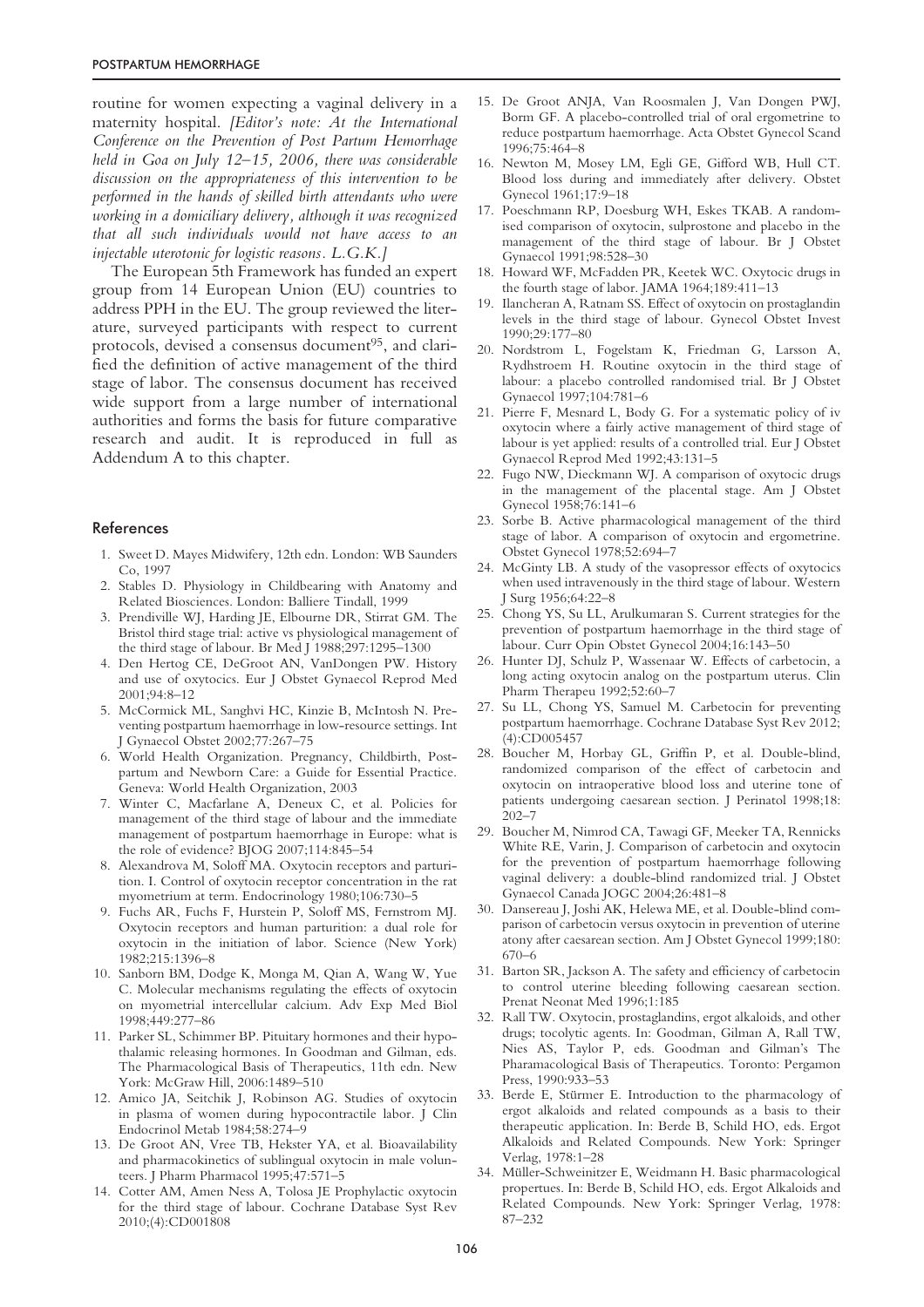routine for women expecting a vaginal delivery in a maternity hospital. *[Editor's note: At the International Conference on the Prevention of Post Partum Hemorrhage held in Goa on July 12–15, 2006, there was considerable discussion on the appropriateness of this intervention to be performed in the hands of skilled birth attendants who were working in a domiciliary delivery, although it was recognized that all such individuals would not have access to an injectable uterotonic for logistic reasons. L.G.K.]*

The European 5th Framework has funded an expert group from 14 European Union (EU) countries to address PPH in the EU. The group reviewed the literature, surveyed participants with respect to current protocols, devised a consensus document[95], and clarified the definition of active management of the third stage of labor. The consensus document has received wide support from a large number of international authorities and forms the basis for future comparative research and audit. It is reproduced in full as Addendum A to this chapter.

## References

1. Sweet D. Mayes Midwifery, 12th edn. London: WB Saunders Co, 1997
2. Stables D. Physiology in Childbearing with Anatomy and Related Biosciences. London: Balliere Tindall, 1999
3. Prendiville WJ, Harding JE, Elbourne DR, Stirrat GM. The Bristol third stage trial: active vs physiological management of the third stage of labour. Br Med J 1988;297:1295–1300
4. Den Hertog CE, DeGroot AN, VanDongen PW. History and use of oxytocics. Eur J Obstet Gynaecol Reprod Med 2001;94:8–12
5. McCormick ML, Sanghvi HC, Kinzie B, McIntosh N. Preventing postpartum haemorrhage in low-resource settings. Int J Gynaecol Obstet 2002;77:267–75
6. World Health Organization. Pregnancy, Childbirth, Postpartum and Newborn Care: a Guide for Essential Practice. Geneva: World Health Organization, 2003
7. Winter C, Macfarlane A, Deneux C, et al. Policies for management of the third stage of labour and the immediate management of postpartum haemorrhage in Europe: what is the role of evidence? BJOG 2007;114:845–54
8. Alexandrova M, Soloff MA. Oxytocin receptors and parturition. I. Control of oxytocin receptor concentration in the rat myometrium at term. Endocrinology 1980;106:730–5
9. Fuchs AR, Fuchs F, Hurstein P, Soloff MS, Fernstrom MJ. Oxytocin receptors and human parturition: a dual role for oxytocin in the initiation of labor. Science (New York) 1982;215:1396–8
10. Sanborn BM, Dodge K, Monga M, Qian A, Wang W, Yue C. Molecular mechanisms regulating the effects of oxytocin on myometrial intercellular calcium. Adv Exp Med Biol 1998;449:277–86
11. Parker SL, Schimmer BP. Pituitary hormones and their hypothalamic releasing hormones. In Goodman and Gilman, eds. The Pharmacological Basis of Therapeutics, 11th edn. New York: McGraw Hill, 2006:1489–510
12. Amico JA, Seitchik J, Robinson AG. Studies of oxytocin in plasma of women during hypocontractile labor. J Clin Endocrinol Metab 1984;58:274–9
13. De Groot AN, Vree TB, Hekster YA, et al. Bioavailability and pharmacokinetics of sublingual oxytocin in male volunteers. J Pharm Pharmacol 1995;47:571–5
14. Cotter AM, Amen Ness A, Tolosa JE Prophylactic oxytocin for the third stage of labour. Cochrane Database Syst Rev 2010;(4):CD001808
15. De Groot ANJA, Van Roosmalen J, Van Dongen PWJ, Borm GF. A placebo-controlled trial of oral ergometrine to reduce postpartum haemorrhage. Acta Obstet Gynecol Scand 1996;75:464–8
16. Newton M, Mosey LM, Egli GE, Gifford WB, Hull CT. Blood loss during and immediately after delivery. Obstet Gynecol 1961;17:9–18
17. Poeschmann RP, Doesburg WH, Eskes TKAB. A randomised comparison of oxytocin, sulprostone and placebo in the management of the third stage of labour. Br J Obstet Gynaecol 1991;98:528–30
18. Howard WF, McFadden PR, Keetek WC. Oxytocic drugs in the fourth stage of labor. JAMA 1964;189:411–13
19. Ilancheran A, Ratnam SS. Effect of oxytocin on prostaglandin levels in the third stage of labour. Gynecol Obstet Invest 1990;29:177–80
20. Nordstrom L, Fogelstam K, Friedman G, Larsson A, Rydhstroem H. Routine oxytocin in the third stage of labour: a placebo controlled randomised trial. Br J Obstet Gynaecol 1997;104:781–6
21. Pierre F, Mesnard L, Body G. For a systematic policy of iv oxytocin where a fairly active management of third stage of labour is yet applied: results of a controlled trial. Eur J Obstet Gynaecol Reprod Med 1992;43:131–5
22. Fugo NW, Dieckmann WJ. A comparison of oxytocic drugs in the management of the placental stage. Am J Obstet Gynecol 1958;76:141–6
23. Sorbe B. Active pharmacological management of the third stage of labor. A comparison of oxytocin and ergometrine. Obstet Gynecol 1978;52:694–7
24. McGinty LB. A study of the vasopressor effects of oxytocics when used intravenously in the third stage of labour. Western J Surg 1956;64:22–8
25. Chong YS, Su LL, Arulkumaran S. Current strategies for the prevention of postpartum haemorrhage in the third stage of labour. Curr Opin Obstet Gynecol 2004;16:143–50
26. Hunter DJ, Schulz P, Wassenaar W. Effects of carbetocin, a long acting oxytocin analog on the postpartum uterus. Clin Pharm Therapeu 1992;52:60–7
27. Su LL, Chong YS, Samuel M. Carbetocin for preventing postpartum haemorrhage. Cochrane Database Syst Rev 2012;(4):CD005457
28. Boucher M, Horbay GL, Griffin P, et al. Double-blind, randomized comparison of the effect of carbetocin and oxytocin on intraoperative blood loss and uterine tone of patients undergoing caesarean section. J Perinatol 1998;18:202–7
29. Boucher M, Nimrod CA, Tawagi GF, Meeker TA, Rennicks White RE, Varin, J. Comparison of carbetocin and oxytocin for the prevention of postpartum haemorrhage following vaginal delivery: a double-blind randomized trial. J Obstet Gynaecol Canada JOGC 2004;26:481–8
30. Dansereau J, Joshi AK, Helewa ME, et al. Double-blind comparison of carbetocin versus oxytocin in prevention of uterine atony after caesarean section. Am J Obstet Gynecol 1999;180:670–6
31. Barton SR, Jackson A. The safety and efficiency of carbetocin to control uterine bleeding following caesarean section. Prenat Neonat Med 1996;1:185
32. Rall TW. Oxytocin, prostaglandins, ergot alkaloids, and other drugs; tocolytic agents. In: Goodman, Gilman A, Rall TW, Nies AS, Taylor P, eds. Goodman and Gilman's The Pharamacological Basis of Therapeutics. Toronto: Pergamon Press, 1990:933–53
33. Berde E, Stürmer E. Introduction to the pharmacology of ergot alkaloids and related compounds as a basis to their therapeutic application. In: Berde B, Schild HO, eds. Ergot Alkaloids and Related Compounds. New York: Springer Verlag, 1978:1–28
34. Müller-Schweinitzer E, Weidmann H. Basic pharmacological propertues. In: Berde B, Schild HO, eds. Ergot Alkaloids and Related Compounds. New York: Springer Verlag, 1978: 87–232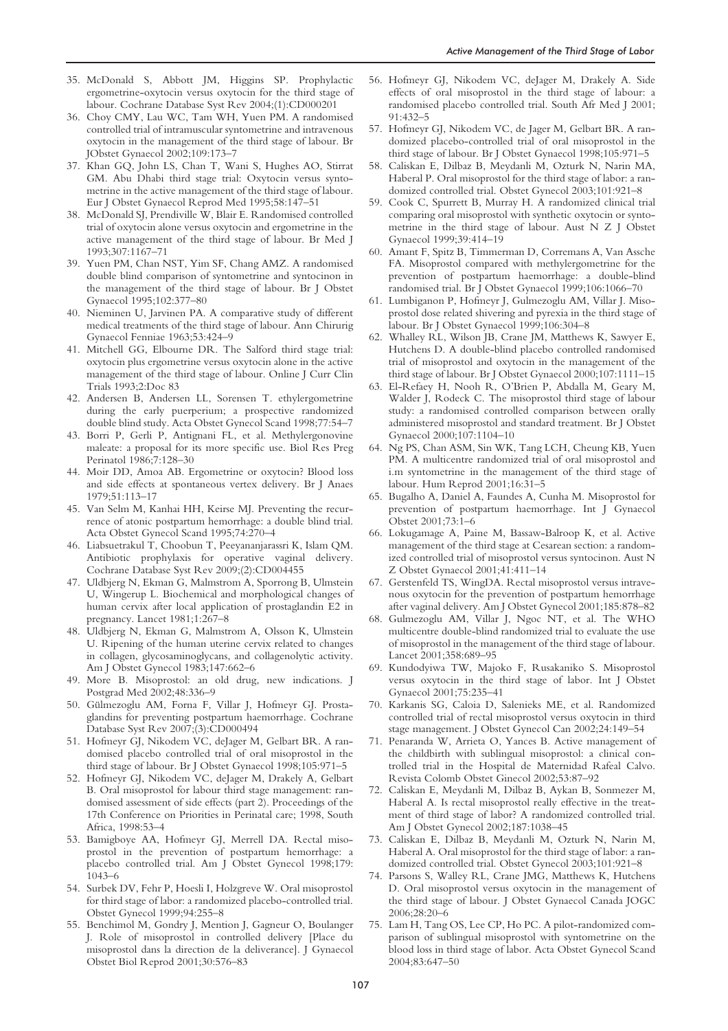35. McDonald S, Abbott JM, Higgins SP. Prophylactic ergometrine-oxytocin versus oxytocin for the third stage of labour. Cochrane Database Syst Rev 2004;(1):CD000201
36. Choy CMY, Lau WC, Tam WH, Yuen PM. A randomised controlled trial of intramuscular syntometrine and intravenous oxytocin in the management of the third stage of labour. Br JObstet Gynaecol 2002;109:173–7
37. Khan GQ, John LS, Chan T, Wani S, Hughes AO, Stirrat GM. Abu Dhabi third stage trial: Oxytocin versus syntometrine in the active management of the third stage of labour. Eur J Obstet Gynaecol Reprod Med 1995;58:147–51
38. McDonald SJ, Prendiville W, Blair E. Randomised controlled trial of oxytocin alone versus oxytocin and ergometrine in the active management of the third stage of labour. Br Med J 1993;307:1167–71
39. Yuen PM, Chan NST, Yim SF, Chang AMZ. A randomised double blind comparison of syntometrine and syntocinon in the management of the third stage of labour. Br J Obstet Gynaecol 1995;102:377–80
40. Nieminen U, Jarvinen PA. A comparative study of different medical treatments of the third stage of labour. Ann Chirurig Gynaecol Fenniae 1963;53:424–9
41. Mitchell GG, Elbourne DR. The Salford third stage trial: oxytocin plus ergometrine versus oxytocin alone in the active management of the third stage of labour. Online J Curr Clin Trials 1993;2:Doc 83
42. Andersen B, Andersen LL, Sorensen T. ethylergometrine during the early puerperium; a prospective randomized double blind study. Acta Obstet Gynecol Scand 1998;77:54–7
43. Borri P, Gerli P, Antignani FL, et al. Methylergonovine maleate: a proposal for its more specific use. Biol Res Preg Perinatol 1986;7:128–30
44. Moir DD, Amoa AB. Ergometrine or oxytocin? Blood loss and side effects at spontaneous vertex delivery. Br J Anaes 1979;51:113–17
45. Van Selm M, Kanhai HH, Keirse MJ. Preventing the recurrence of atonic postpartum hemorrhage: a double blind trial. Acta Obstet Gynecol Scand 1995;74:270–4
46. Liabsuetrakul T, Choobun T, Peeyananjarassri K, Islam QM. Antibiotic prophylaxis for operative vaginal delivery. Cochrane Database Syst Rev 2009;(2):CD004455
47. Uldbjerg N, Ekman G, Malmstrom A, Sporrong B, Ulmstein U, Wingerup L. Biochemical and morphological changes of human cervix after local application of prostaglandin E2 in pregnancy. Lancet 1981;1:267–8
48. Uldbjerg N, Ekman G, Malmstrom A, Olsson K, Ulmstein U. Ripening of the human uterine cervix related to changes in collagen, glycosaminoglycans, and collagenolytic activity. Am J Obstet Gynecol 1983;147:662–6
49. More B. Misoprostol: an old drug, new indications. J Postgrad Med 2002;48:336–9
50. Gülmezoglu AM, Forna F, Villar J, Hofmeyr GJ. Prostaglandins for preventing postpartum haemorrhage. Cochrane Database Syst Rev 2007;(3):CD000494
51. Hofmeyr GJ, Nikodem VC, deJager M, Gelbart BR. A randomised placebo controlled trial of oral misoprostol in the third stage of labour. Br J Obstet Gynaecol 1998;105:971–5
52. Hofmeyr GJ, Nikodem VC, deJager M, Drakely A, Gelbart B. Oral misoprostol for labour third stage management: randomised assessment of side effects (part 2). Proceedings of the 17th Conference on Priorities in Perinatal care; 1998, South Africa, 1998:53–4
53. Bamigboye AA, Hofmeyr GJ, Merrell DA. Rectal misoprostol in the prevention of postpartum hemorrhage: a placebo controlled trial. Am J Obstet Gynecol 1998;179: 1043–6
54. Surbek DV, Fehr P, Hoesli I, Holzgreve W. Oral misoprostol for third stage of labor: a randomized placebo-controlled trial. Obstet Gynecol 1999;94:255–8
55. Benchimol M, Gondry J, Mention J, Gagneur O, Boulanger J. Role of misoprostol in controlled delivery [Place du misoprostol dans la direction de la deliverance]. J Gynaecol Obstet Biol Reprod 2001;30:576–83
56. Hofmeyr GJ, Nikodem VC, deJager M, Drakely A. Side effects of oral misoprostol in the third stage of labour: a randomised placebo controlled trial. South Afr Med J 2001; 91:432–5
57. Hofmeyr GJ, Nikodem VC, de Jager M, Gelbart BR. A randomized placebo-controlled trial of oral misoprostol in the third stage of labour. Br J Obstet Gynaecol 1998;105:971–5
58. Caliskan E, Dilbaz B, Meydanli M, Ozturk N, Narin MA, Haberal P. Oral misoprostol for the third stage of labor: a randomized controlled trial. Obstet Gynecol 2003;101:921–8
59. Cook C, Spurrett B, Murray H. A randomized clinical trial comparing oral misoprostol with synthetic oxytocin or syntometrine in the third stage of labour. Aust N Z J Obstet Gynaecol 1999;39:414–19
60. Amant F, Spitz B, Timmerman D, Corremans A, Van Assche FA. Misoprostol compared with methylergometrine for the prevention of postpartum haemorrhage: a double-blind randomised trial. Br J Obstet Gynaecol 1999;106:1066–70
61. Lumbiganon P, Hofmeyr J, Gulmezoglu AM, Villar J. Misoprostol dose related shivering and pyrexia in the third stage of labour. Br J Obstet Gynaecol 1999;106:304–8
62. Whalley RL, Wilson JB, Crane JM, Matthews K, Sawyer E, Hutchens D. A double-blind placebo controlled randomised trial of misoprostol and oxytocin in the management of the third stage of labour. Br J Obstet Gynaecol 2000;107:1111–15
63. El-Refaey H, Nooh R, O'Brien P, Abdalla M, Geary M, Walder J, Rodeck C. The misoprostol third stage of labour study: a randomised controlled comparison between orally administered misoprostol and standard treatment. Br J Obstet Gynaecol 2000;107:1104–10
64. Ng PS, Chan ASM, Sin WK, Tang LCH, Cheung KB, Yuen PM. A multicentre randomized trial of oral misoprostol and i.m syntometrine in the management of the third stage of labour. Hum Reprod 2001;16:31–5
65. Bugalho A, Daniel A, Faundes A, Cunha M. Misoprostol for prevention of postpartum haemorrhage. Int J Gynaecol Obstet 2001;73:1–6
66. Lokugamage A, Paine M, Bassaw-Balroop K, et al. Active management of the third stage at Cesarean section: a randomized controlled trial of misoprostol versus syntocinon. Aust N Z Obstet Gynaecol 2001;41:411–14
67. Gerstenfeld TS, WingDA. Rectal misoprostol versus intravenous oxytocin for the prevention of postpartum hemorrhage after vaginal delivery. Am J Obstet Gynecol 2001;185:878–82
68. Gulmezoglu AM, Villar J, Ngoc NT, et al. The WHO multicentre double-blind randomized trial to evaluate the use of misoprostol in the management of the third stage of labour. Lancet 2001;358:689–95
69. Kundodyiwa TW, Majoko F, Rusakaniko S. Misoprostol versus oxytocin in the third stage of labor. Int J Obstet Gynaecol 2001;75:235–41
70. Karkanis SG, Caloia D, Salenieks ME, et al. Randomized controlled trial of rectal misoprostol versus oxytocin in third stage management. J Obstet Gynecol Can 2002;24:149–54
71. Penaranda W, Arrieta O, Yances B. Active management of the childbirth with sublingual misoprostol: a clinical controlled trial in the Hospital de Maternidad Rafeal Calvo. Revista Colomb Obstet Ginecol 2002;53:87–92
72. Caliskan E, Meydanli M, Dilbaz B, Aykan B, Sonmezer M, Haberal A. Is rectal misoprostol really effective in the treatment of third stage of labor? A randomized controlled trial. Am J Obstet Gynecol 2002;187:1038–45
73. Caliskan E, Dilbaz B, Meydanli M, Ozturk N, Narin M, Haberal A. Oral misoprostol for the third stage of labor: a randomized controlled trial. Obstet Gynecol 2003;101:921–8
74. Parsons S, Walley RL, Crane JMG, Matthews K, Hutchens D. Oral misoprostol versus oxytocin in the management of the third stage of labour. J Obstet Gynaecol Canada JOGC 2006;28:20–6
75. Lam H, Tang OS, Lee CP, Ho PC. A pilot-randomized comparison of sublingual misoprostol with syntometrine on the blood loss in third stage of labor. Acta Obstet Gynecol Scand 2004;83:647–50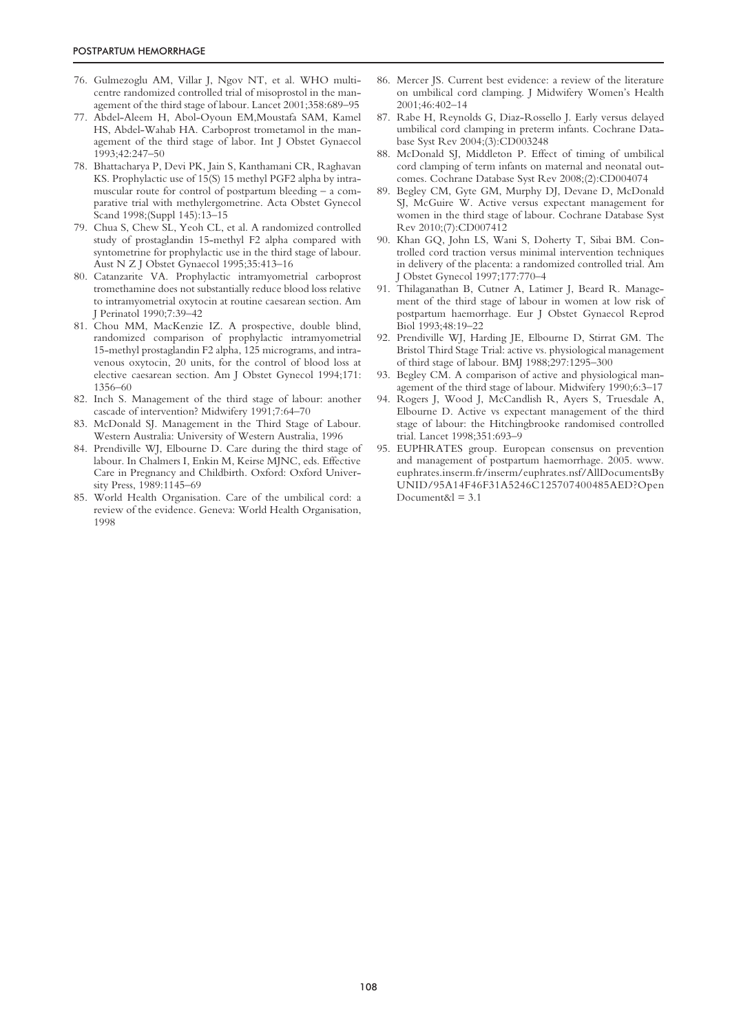76. Gulmezoglu AM, Villar J, Ngov NT, et al. WHO multicentre randomized controlled trial of misoprostol in the management of the third stage of labour. Lancet 2001;358:689–95
77. Abdel-Aleem H, Abol-Oyoun EM,Moustafa SAM, Kamel HS, Abdel-Wahab HA. Carboprost trometamol in the management of the third stage of labor. Int J Obstet Gynaecol 1993;42:247–50
78. Bhattacharya P, Devi PK, Jain S, Kanthamani CR, Raghavan KS. Prophylactic use of 15(S) 15 methyl PGF2 alpha by intramuscular route for control of postpartum bleeding – a comparative trial with methylergometrine. Acta Obstet Gynecol Scand 1998;(Suppl 145):13–15
79. Chua S, Chew SL, Yeoh CL, et al. A randomized controlled study of prostaglandin 15-methyl F2 alpha compared with syntometrine for prophylactic use in the third stage of labour. Aust N Z J Obstet Gynaecol 1995;35:413–16
80. Catanzarite VA. Prophylactic intramyometrial carboprost tromethamine does not substantially reduce blood loss relative to intramyometrial oxytocin at routine caesarean section. Am J Perinatol 1990;7:39–42
81. Chou MM, MacKenzie IZ. A prospective, double blind, randomized comparison of prophylactic intramyometrial 15-methyl prostaglandin F2 alpha, 125 micrograms, and intravenous oxytocin, 20 units, for the control of blood loss at elective caesarean section. Am J Obstet Gynecol 1994;171: 1356–60
82. Inch S. Management of the third stage of labour: another cascade of intervention? Midwifery 1991;7:64–70
83. McDonald SJ. Management in the Third Stage of Labour. Western Australia: University of Western Australia, 1996
84. Prendiville WJ, Elbourne D. Care during the third stage of labour. In Chalmers I, Enkin M, Keirse MJNC, eds. Effective Care in Pregnancy and Childbirth. Oxford: Oxford University Press, 1989:1145–69
85. World Health Organisation. Care of the umbilical cord: a review of the evidence. Geneva: World Health Organisation, 1998
86. Mercer JS. Current best evidence: a review of the literature on umbilical cord clamping. J Midwifery Women's Health 2001;46:402–14
87. Rabe H, Reynolds G, Diaz-Rossello J. Early versus delayed umbilical cord clamping in preterm infants. Cochrane Database Syst Rev 2004;(3):CD003248
88. McDonald SJ, Middleton P. Effect of timing of umbilical cord clamping of term infants on maternal and neonatal outcomes. Cochrane Database Syst Rev 2008;(2):CD004074
89. Begley CM, Gyte GM, Murphy DJ, Devane D, McDonald SJ, McGuire W. Active versus expectant management for women in the third stage of labour. Cochrane Database Syst Rev 2010;(7):CD007412
90. Khan GQ, John LS, Wani S, Doherty T, Sibai BM. Controlled cord traction versus minimal intervention techniques in delivery of the placenta: a randomized controlled trial. Am J Obstet Gynecol 1997;177:770–4
91. Thilaganathan B, Cutner A, Latimer J, Beard R. Management of the third stage of labour in women at low risk of postpartum haemorrhage. Eur J Obstet Gynaecol Reprod Biol 1993;48:19–22
92. Prendiville WJ, Harding JE, Elbourne D, Stirrat GM. The Bristol Third Stage Trial: active vs. physiological management of third stage of labour. BMJ 1988;297:1295–300
93. Begley CM. A comparison of active and physiological management of the third stage of labour. Midwifery 1990;6:3–17
94. Rogers J, Wood J, McCandlish R, Ayers S, Truesdale A, Elbourne D. Active vs expectant management of the third stage of labour: the Hitchingbrooke randomised controlled trial. Lancet 1998;351:693–9
95. EUPHRATES group. European consensus on prevention and management of postpartum haemorrhage. 2005. www.euphrates.inserm.fr/inserm/euphrates.nsf/AllDocumentsByUNID/95A14F46F31A5246C125707400485AED?OpenDocument&l = 3.1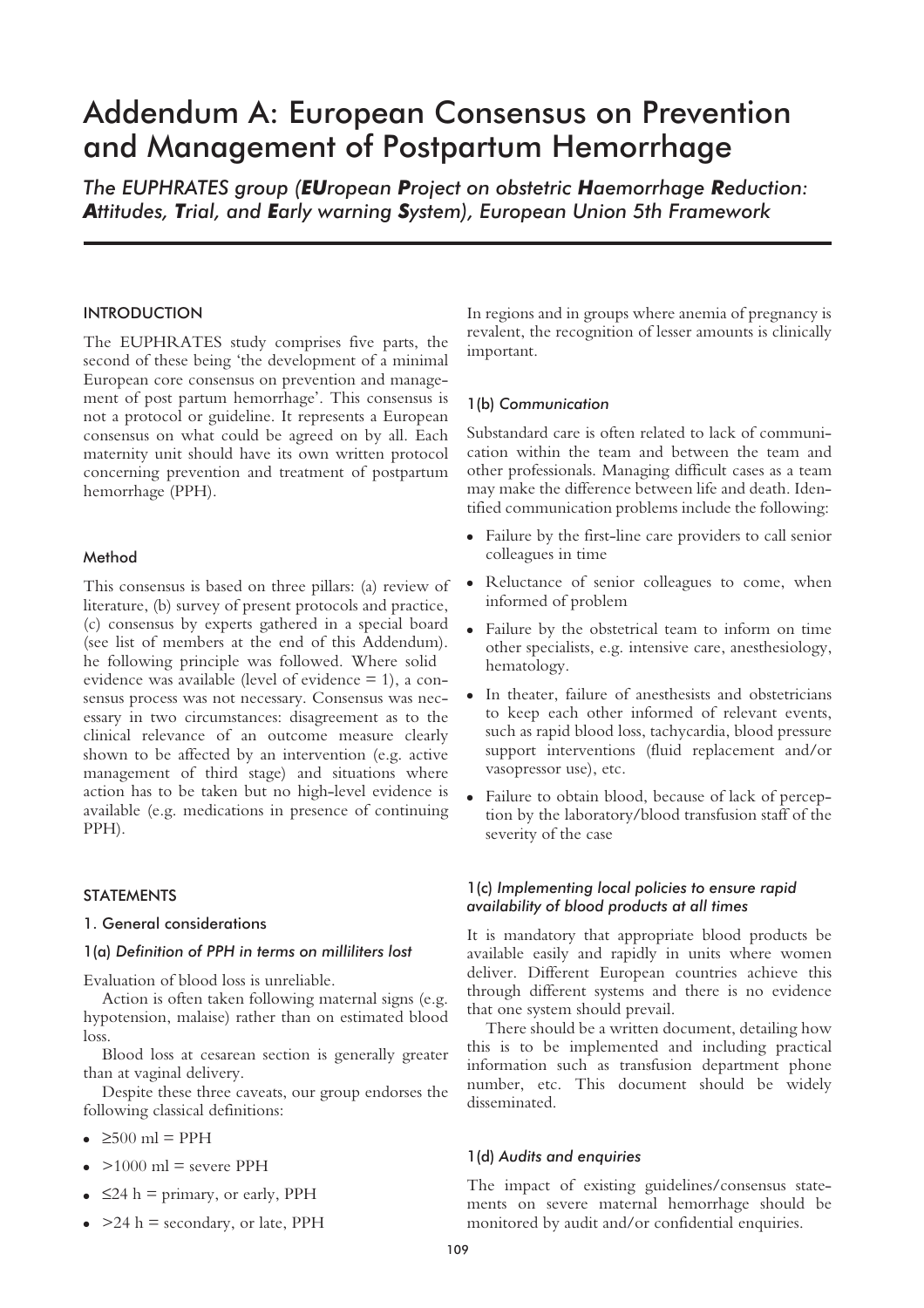# Addendum A: European Consensus on Prevention and Management of Postpartum Hemorrhage

*The EUPHRATES group (**EU**ropean **P**roject on obstetric **H**aemorrhage **R**eduction: **A**ttitudes, **T**rial, and **E**arly warning **S**ystem), European Union 5th Framework*

## INTRODUCTION

The EUPHRATES study comprises five parts, the second of these being 'the development of a minimal European core consensus on prevention and management of post partum hemorrhage'. This consensus is not a protocol or guideline. It represents a European consensus on what could be agreed on by all. Each maternity unit should have its own written protocol concerning prevention and treatment of postpartum hemorrhage (PPH).

### Method

This consensus is based on three pillars: (a) review of literature, (b) survey of present protocols and practice, (c) consensus by experts gathered in a special board (see list of members at the end of this Addendum). he following principle was followed. Where solid evidence was available (level of evidence = 1), a consensus process was not necessary. Consensus was necessary in two circumstances: disagreement as to the clinical relevance of an outcome measure clearly shown to be affected by an intervention (e.g. active management of third stage) and situations where action has to be taken but no high-level evidence is available (e.g. medications in presence of continuing PPH).

## STATEMENTS

### 1. General considerations

#### 1(a) *Definition of PPH in terms on milliliters lost*

Evaluation of blood loss is unreliable.

Action is often taken following maternal signs (e.g. hypotension, malaise) rather than on estimated blood loss.

Blood loss at cesarean section is generally greater than at vaginal delivery.

Despite these three caveats, our group endorses the following classical definitions:

- ≥500 ml = PPH
- >1000 ml = severe PPH
- ≤24 h = primary, or early, PPH
- >24 h = secondary, or late, PPH

In regions and in groups where anemia of pregnancy is revalent, the recognition of lesser amounts is clinically important.

#### 1(b) *Communication*

Substandard care is often related to lack of communication within the team and between the team and other professionals. Managing difficult cases as a team may make the difference between life and death. Identified communication problems include the following:

- Failure by the first-line care providers to call senior colleagues in time
- Reluctance of senior colleagues to come, when informed of problem
- Failure by the obstetrical team to inform on time other specialists, e.g. intensive care, anesthesiology, hematology.
- In theater, failure of anesthesists and obstetricians to keep each other informed of relevant events, such as rapid blood loss, tachycardia, blood pressure support interventions (fluid replacement and/or vasopressor use), etc.
- Failure to obtain blood, because of lack of perception by the laboratory/blood transfusion staff of the severity of the case

#### 1(c) *Implementing local policies to ensure rapid availability of blood products at all times*

It is mandatory that appropriate blood products be available easily and rapidly in units where women deliver. Different European countries achieve this through different systems and there is no evidence that one system should prevail.

There should be a written document, detailing how this is to be implemented and including practical information such as transfusion department phone number, etc. This document should be widely disseminated.

#### 1(d) *Audits and enquiries*

The impact of existing guidelines/consensus statements on severe maternal hemorrhage should be monitored by audit and/or confidential enquiries.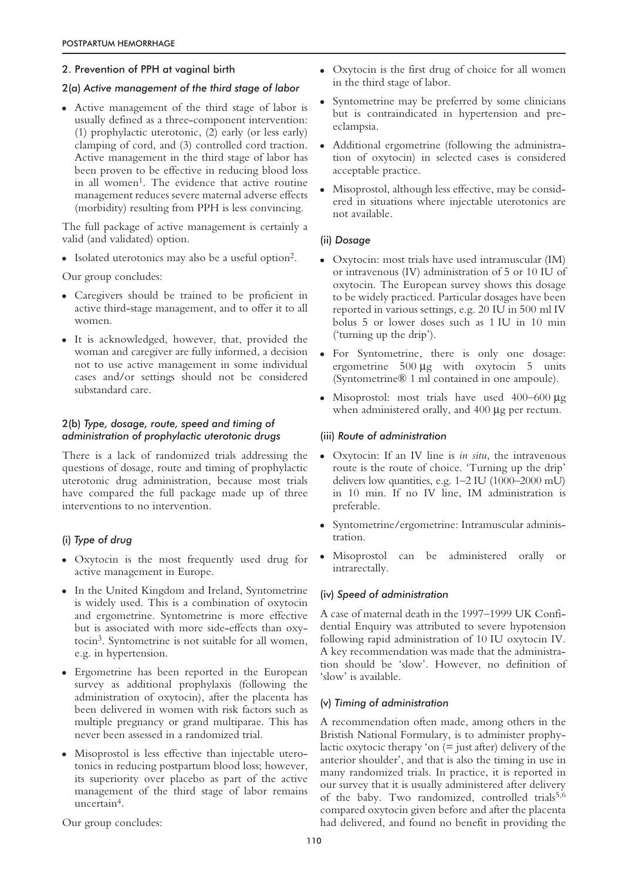## 2. Prevention of PPH at vaginal birth

### 2(a) *Active management of the third stage of labor*

- Active management of the third stage of labor is usually defined as a three-component intervention: (1) prophylactic uterotonic, (2) early (or less early) clamping of cord, and (3) controlled cord traction. Active management in the third stage of labor has been proven to be effective in reducing blood loss in all women[1]. The evidence that active routine management reduces severe maternal adverse effects (morbidity) resulting from PPH is less convincing.

The full package of active management is certainly a valid (and validated) option.

- Isolated uterotonics may also be a useful option[2].

Our group concludes:

- Caregivers should be trained to be proficient in active third-stage management, and to offer it to all women.
- It is acknowledged, however, that, provided the woman and caregiver are fully informed, a decision not to use active management in some individual cases and/or settings should not be considered substandard care.

### 2(b) *Type, dosage, route, speed and timing of administration of prophylactic uterotonic drugs*

There is a lack of randomized trials addressing the questions of dosage, route and timing of prophylactic uterotonic drug administration, because most trials have compared the full package made up of three interventions to no intervention.

#### (i) *Type of drug*

- Oxytocin is the most frequently used drug for active management in Europe.
- In the United Kingdom and Ireland, Syntometrine is widely used. This is a combination of oxytocin and ergometrine. Syntometrine is more effective but is associated with more side-effects than oxytocin[3]. Syntometrine is not suitable for all women, e.g. in hypertension.
- Ergometrine has been reported in the European survey as additional prophylaxis (following the administration of oxytocin), after the placenta has been delivered in women with risk factors such as multiple pregnancy or grand multiparae. This has never been assessed in a randomized trial.
- Misoprostol is less effective than injectable uterotonics in reducing postpartum blood loss; however, its superiority over placebo as part of the active management of the third stage of labor remains uncertain[4].

Our group concludes:

- Oxytocin is the first drug of choice for all women in the third stage of labor.
- Syntometrine may be preferred by some clinicians but is contraindicated in hypertension and pre-eclampsia.
- Additional ergometrine (following the administration of oxytocin) in selected cases is considered acceptable practice.
- Misoprostol, although less effective, may be considered in situations where injectable uterotonics are not available.

#### (ii) *Dosage*

- Oxytocin: most trials have used intramuscular (IM) or intravenous (IV) administration of 5 or 10 IU of oxytocin. The European survey shows this dosage to be widely practiced. Particular dosages have been reported in various settings, e.g. 20 IU in 500 ml IV bolus 5 or lower doses such as 1 IU in 10 min ('turning up the drip').
- For Syntometrine, there is only one dosage: ergometrine 500 μg with oxytocin 5 units (Syntometrine® 1 ml contained in one ampoule).
- Misoprostol: most trials have used 400–600 μg when administered orally, and 400 μg per rectum.

#### (iii) *Route of administration*

- Oxytocin: If an IV line is *in situ*, the intravenous route is the route of choice. 'Turning up the drip' delivers low quantities, e.g. 1–2 IU (1000–2000 mU) in 10 min. If no IV line, IM administration is preferable.
- Syntometrine/ergometrine: Intramuscular administration.
- Misoprostol can be administered orally or intrarectally.

#### (iv) *Speed of administration*

A case of maternal death in the 1997–1999 UK Confidential Enquiry was attributed to severe hypotension following rapid administration of 10 IU oxytocin IV. A key recommendation was made that the administration should be 'slow'. However, no definition of 'slow' is available.

#### (v) *Timing of administration*

A recommendation often made, among others in the Bristish National Formulary, is to administer prophylactic oxytocic therapy 'on (= just after) delivery of the anterior shoulder', and that is also the timing in use in many randomized trials. In practice, it is reported in our survey that it is usually administered after delivery of the baby. Two randomized, controlled trials[5,6] compared oxytocin given before and after the placenta had delivered, and found no benefit in providing the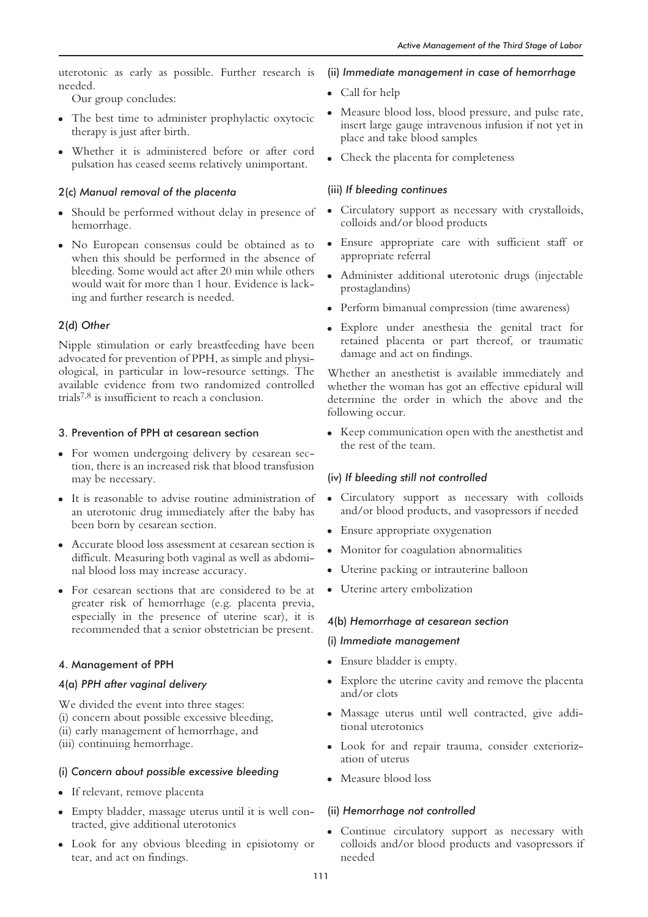uterotonic as early as possible. Further research is needed.

Our group concludes:

- The best time to administer prophylactic oxytocic therapy is just after birth.
- Whether it is administered before or after cord pulsation has ceased seems relatively unimportant.

### 2(c) *Manual removal of the placenta*

- Should be performed without delay in presence of hemorrhage.
- No European consensus could be obtained as to when this should be performed in the absence of bleeding. Some would act after 20 min while others would wait for more than 1 hour. Evidence is lacking and further research is needed.

### 2(d) *Other*

Nipple stimulation or early breastfeeding have been advocated for prevention of PPH, as simple and physiological, in particular in low-resource settings. The available evidence from two randomized controlled trials[7,8] is insufficient to reach a conclusion.

## 3. Prevention of PPH at cesarean section

- For women undergoing delivery by cesarean section, there is an increased risk that blood transfusion may be necessary.
- It is reasonable to advise routine administration of an uterotonic drug immediately after the baby has been born by cesarean section.
- Accurate blood loss assessment at cesarean section is difficult. Measuring both vaginal as well as abdominal blood loss may increase accuracy.
- For cesarean sections that are considered to be at greater risk of hemorrhage (e.g. placenta previa, especially in the presence of uterine scar), it is recommended that a senior obstetrician be present.

## 4. Management of PPH

### 4(a) *PPH after vaginal delivery*

We divided the event into three stages:
(i) concern about possible excessive bleeding,
(ii) early management of hemorrhage, and
(iii) continuing hemorrhage.

#### (i) *Concern about possible excessive bleeding*

- If relevant, remove placenta
- Empty bladder, massage uterus until it is well contracted, give additional uterotonics
- Look for any obvious bleeding in episiotomy or tear, and act on findings.

#### (ii) *Immediate management in case of hemorrhage*

- Call for help
- Measure blood loss, blood pressure, and pulse rate, insert large gauge intravenous infusion if not yet in place and take blood samples
- Check the placenta for completeness

#### (iii) *If bleeding continues*

- Circulatory support as necessary with crystalloids, colloids and/or blood products
- Ensure appropriate care with sufficient staff or appropriate referral
- Administer additional uterotonic drugs (injectable prostaglandins)
- Perform bimanual compression (time awareness)
- Explore under anesthesia the genital tract for retained placenta or part thereof, or traumatic damage and act on findings.

Whether an anesthetist is available immediately and whether the woman has got an effective epidural will determine the order in which the above and the following occur.

- Keep communication open with the anesthetist and the rest of the team.

#### (iv) *If bleeding still not controlled*

- Circulatory support as necessary with colloids and/or blood products, and vasopressors if needed
- Ensure appropriate oxygenation
- Monitor for coagulation abnormalities
- Uterine packing or intrauterine balloon
- Uterine artery embolization

### 4(b) *Hemorrhage at cesarean section*

#### (i) *Immediate management*

- Ensure bladder is empty.
- Explore the uterine cavity and remove the placenta and/or clots
- Massage uterus until well contracted, give additional uterotonics
- Look for and repair trauma, consider exteriorization of uterus
- Measure blood loss

#### (ii) *Hemorrhage not controlled*

- Continue circulatory support as necessary with colloids and/or blood products and vasopressors if needed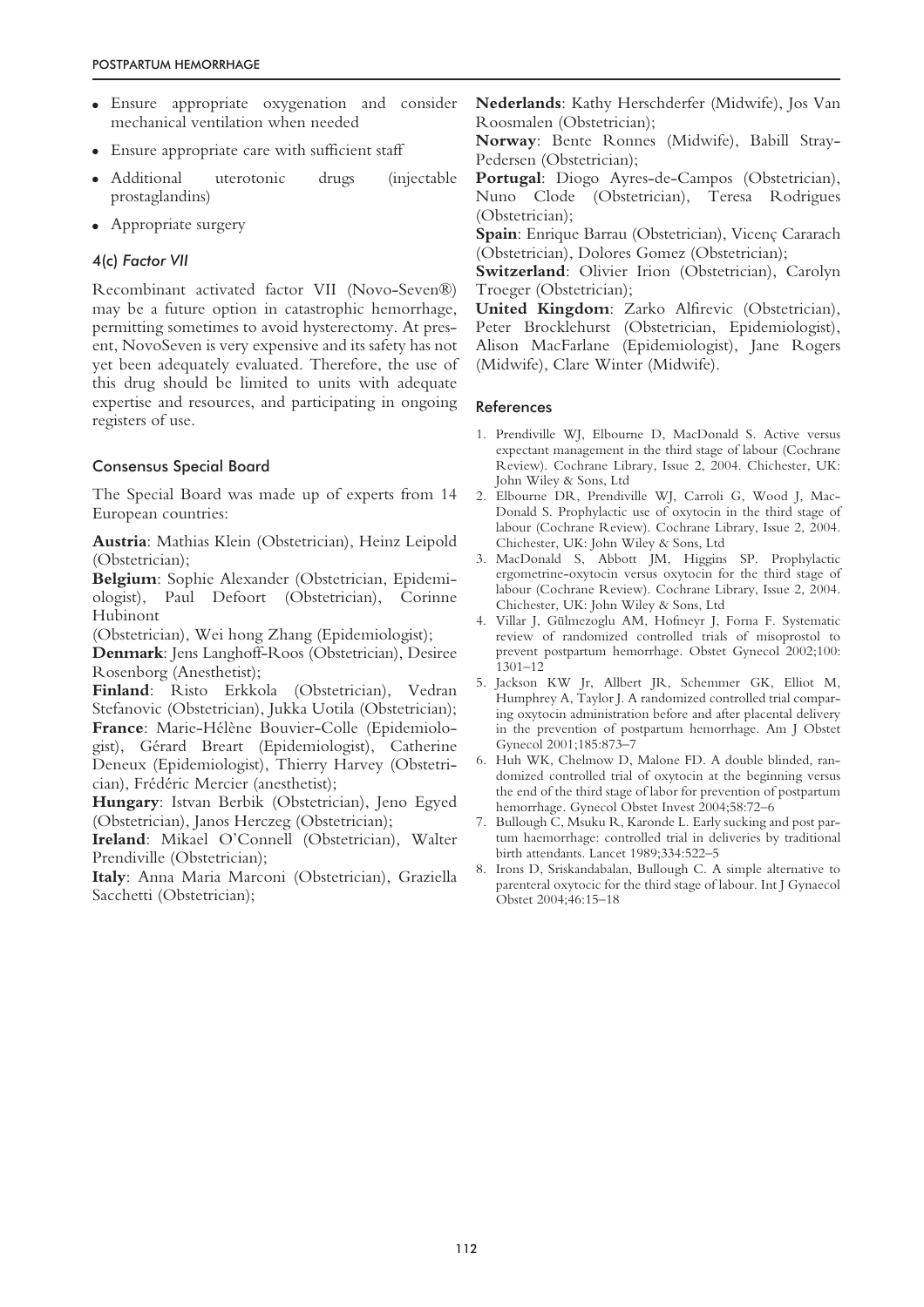- Ensure appropriate oxygenation and consider mechanical ventilation when needed
- Ensure appropriate care with sufficient staff
- Additional uterotonic drugs (injectable prostaglandins)
- Appropriate surgery

### 4(c) *Factor VII*

Recombinant activated factor VII (Novo-Seven®) may be a future option in catastrophic hemorrhage, permitting sometimes to avoid hysterectomy. At present, NovoSeven is very expensive and its safety has not yet been adequately evaluated. Therefore, the use of this drug should be limited to units with adequate expertise and resources, and participating in ongoing registers of use.

## Consensus Special Board

The Special Board was made up of experts from 14 European countries:

**Austria**: Mathias Klein (Obstetrician), Heinz Leipold (Obstetrician);
**Belgium**: Sophie Alexander (Obstetrician, Epidemiologist), Paul Defoort (Obstetrician), Corinne Hubinont
(Obstetrician), Wei hong Zhang (Epidemiologist);
**Denmark**: Jens Langhoff-Roos (Obstetrician), Desiree Rosenborg (Anesthetist);
**Finland**: Risto Erkkola (Obstetrician), Vedran Stefanovic (Obstetrician), Jukka Uotila (Obstetrician);
**France**: Marie-Hélène Bouvier-Colle (Epidemiologist), Gérard Breart (Epidemiologist), Catherine Deneux (Epidemiologist), Thierry Harvey (Obstetrician), Frédéric Mercier (anesthetist);
**Hungary**: Istvan Berbik (Obstetrician), Jeno Egyed (Obstetrician), Janos Herczeg (Obstetrician);
**Ireland**: Mikael O'Connell (Obstetrician), Walter Prendiville (Obstetrician);
**Italy**: Anna Maria Marconi (Obstetrician), Graziella Sacchetti (Obstetrician);
**Nederlands**: Kathy Herschderfer (Midwife), Jos Van Roosmalen (Obstetrician);
**Norway**: Bente Ronnes (Midwife), Babill Stray-Pedersen (Obstetrician);
**Portugal**: Diogo Ayres-de-Campos (Obstetrician), Nuno Clode (Obstetrician), Teresa Rodrigues (Obstetrician);
**Spain**: Enrique Barrau (Obstetrician), Vicenç Cararach (Obstetrician), Dolores Gomez (Obstetrician);
**Switzerland**: Olivier Irion (Obstetrician), Carolyn Troeger (Obstetrician);
**United Kingdom**: Zarko Alfirevic (Obstetrician), Peter Brocklehurst (Obstetrician, Epidemiologist), Alison MacFarlane (Epidemiologist), Jane Rogers (Midwife), Clare Winter (Midwife).

## References

1. Prendiville WJ, Elbourne D, MacDonald S. Active versus expectant management in the third stage of labour (Cochrane Review). Cochrane Library, Issue 2, 2004. Chichester, UK: John Wiley & Sons, Ltd
2. Elbourne DR, Prendiville WJ, Carroli G, Wood J, MacDonald S. Prophylactic use of oxytocin in the third stage of labour (Cochrane Review). Cochrane Library, Issue 2, 2004. Chichester, UK: John Wiley & Sons, Ltd
3. MacDonald S, Abbott JM, Higgins SP. Prophylactic ergometrine-oxytocin versus oxytocin for the third stage of labour (Cochrane Review). Cochrane Library, Issue 2, 2004. Chichester, UK: John Wiley & Sons, Ltd
4. Villar J, Gülmezoglu AM, Hofmeyr J, Forna F. Systematic review of randomized controlled trials of misoprostol to prevent postpartum hemorrhage. Obstet Gynecol 2002;100: 1301–12
5. Jackson KW Jr, Allbert JR, Schemmer GK, Elliot M, Humphrey A, Taylor J. A randomized controlled trial comparing oxytocin administration before and after placental delivery in the prevention of postpartum hemorrhage. Am J Obstet Gynecol 2001;185:873–7
6. Huh WK, Chelmow D, Malone FD. A double blinded, randomized controlled trial of oxytocin at the beginning versus the end of the third stage of labor for prevention of postpartum hemorrhage. Gynecol Obstet Invest 2004;58:72–6
7. Bullough C, Msuku R, Karonde L. Early sucking and post partum haemorrhage: controlled trial in deliveries by traditional birth attendants. Lancet 1989;334:522–5
8. Irons D, Sriskandabalan, Bullough C. A simple alternative to parenteral oxytocic for the third stage of labour. Int J Gynaecol Obstet 2004;46:15–18